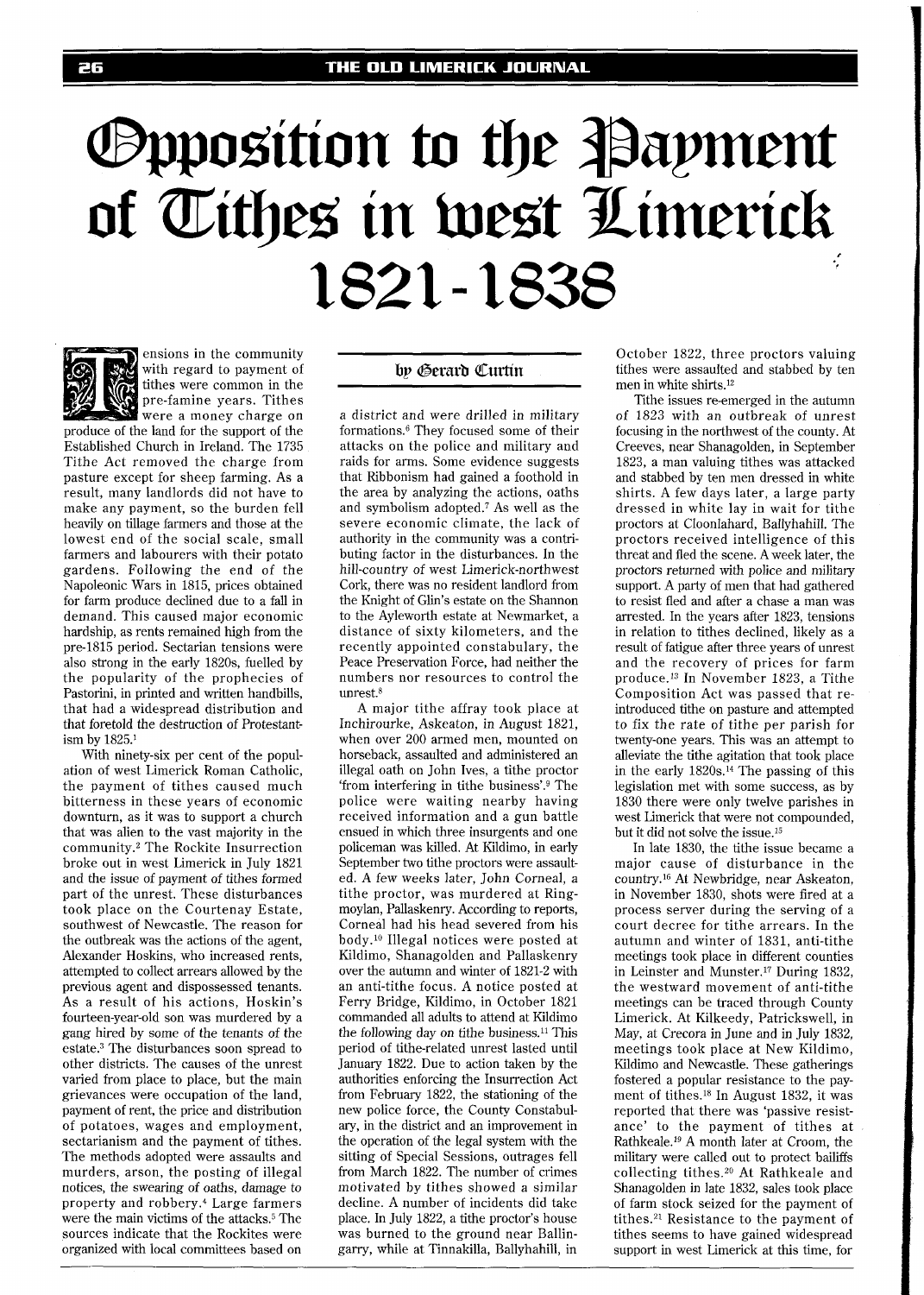# Opposition to the Payment of Tithes in west Limerick 1821-1838

by Gerard Curtin

Tensions in the community with regard to payment of tithes were common in the pre-famine years. Tithes were a money charge on produce of the land for the support of the Established Church in Ireland. The 1735 Tithe Act removed the charge from pasture except for sheep farming. As a result, many landlords did not have to make any payment, so the burden fell heavily on tillage farmers and those at the lowest end of the social scale, small farmers and labourers with their potato gardens. Following the end of the Napoleonic Wars in 1815, prices obtained for farm produce declined due to a fall in demand. This caused major economic hardship, as rents remained high from the pre-1815 period. Sectarian tensions were also strong in the early 1820s, fuelled by the popularity of the prophecies of Pastorini, in printed and written handbills, that had a widespread distribution and that foretold the destruction of Protestantism by 1825.[1]

With ninety-six per cent of the population of west Limerick Roman Catholic, the payment of tithes caused much bitterness in these years of economic downturn, as it was to support a church that was alien to the vast majority in the community.[2] The Rockite Insurrection broke out in west Limerick in July 1821 and the issue of payment of tithes formed part of the unrest. These disturbances took place on the Courtenay Estate, southwest of Newcastle. The reason for the outbreak was the actions of the agent, Alexander Hoskins, who increased rents, attempted to collect arrears allowed by the previous agent and dispossessed tenants. As a result of his actions, Hoskin's fourteen-year-old son was murdered by a gang hired by some of the tenants of the estate.[3] The disturbances soon spread to other districts. The causes of the unrest varied from place to place, but the main grievances were occupation of the land, payment of rent, the price and distribution of potatoes, wages and employment, sectarianism and the payment of tithes. The methods adopted were assaults and murders, arson, the posting of illegal notices, the swearing of oaths, damage to property and robbery.[4] Large farmers were the main victims of the attacks.[5] The sources indicate that the Rockites were organized with local committees based on a district and were drilled in military formations.[6] They focused some of their attacks on the police and military and raids for arms. Some evidence suggests that Ribbonism had gained a foothold in the area by analyzing the actions, oaths and symbolism adopted.[7] As well as the severe economic climate, the lack of authority in the community was a contributing factor in the disturbances. In the hill-country of west Limerick-northwest Cork, there was no resident landlord from the Knight of Glin's estate on the Shannon to the Ayleworth estate at Newmarket, a distance of sixty kilometers, and the recently appointed constabulary, the Peace Preservation Force, had neither the numbers nor resources to control the unrest.[8]

A major tithe affray took place at Inchirourke, Askeaton, in August 1821, when over 200 armed men, mounted on horseback, assaulted and administered an illegal oath on John Ives, a tithe proctor 'from interfering in tithe business'.[9] The police were waiting nearby having received information and a gun battle ensued in which three insurgents and one policeman was killed. At Kildimo, in early September two tithe proctors were assaulted. A few weeks later, John Corneal, a tithe proctor, was murdered at Ringmoylan, Pallaskenry. According to reports, Corneal had his head severed from his body.[10] Illegal notices were posted at Kildimo, Shanagolden and Pallaskenry over the autumn and winter of 1821-2 with an anti-tithe focus. A notice posted at Ferry Bridge, Kildimo, in October 1821 commanded all adults to attend at Kildimo the following day on tithe business.[11] This period of tithe-related unrest lasted until January 1822. Due to action taken by the authorities enforcing the Insurrection Act from February 1822, the stationing of the new police force, the County Constabulary, in the district and an improvement in the operation of the legal system with the sitting of Special Sessions, outrages fell from March 1822. The number of crimes motivated by tithes showed a similar decline. A number of incidents did take place. In July 1822, a tithe proctor's house was burned to the ground near Ballingarry, while at Tinnakilla, Ballyhahill, in October 1822, three proctors valuing tithes were assaulted and stabbed by ten men in white shirts.[12]

Tithe issues re-emerged in the autumn of 1823 with an outbreak of unrest focusing in the northwest of the county. At Creeves, near Shanagolden, in September 1823, a man valuing tithes was attacked and stabbed by ten men dressed in white shirts. A few days later, a large party dressed in white lay in wait for tithe proctors at Cloonlahard, Ballyhahill. The proctors received intelligence of this threat and fled the scene. A week later, the proctors returned with police and military support. A party of men that had gathered to resist fled and after a chase a man was arrested. In the years after 1823, tensions in relation to tithes declined, likely as a result of fatigue after three years of unrest and the recovery of prices for farm produce.[13] In November 1823, a Tithe Composition Act was passed that re-introduced tithe on pasture and attempted to fix the rate of tithe per parish for twenty-one years. This was an attempt to alleviate the tithe agitation that took place in the early 1820s.[14] The passing of this legislation met with some success, as by 1830 there were only twelve parishes in west Limerick that were not compounded, but it did not solve the issue.[15]

In late 1830, the tithe issue became a major cause of disturbance in the country.[16] At Newbridge, near Askeaton, in November 1830, shots were fired at a process server during the serving of a court decree for tithe arrears. In the autumn and winter of 1831, anti-tithe meetings took place in different counties in Leinster and Munster.[17] During 1832, the westward movement of anti-tithe meetings can be traced through County Limerick. At Kilkeedy, Patrickswell, in May, at Crecora in June and in July 1832, meetings took place at New Kildimo, Kildimo and Newcastle. These gatherings fostered a popular resistance to the payment of tithes.[18] In August 1832, it was reported that there was 'passive resistance' to the payment of tithes at Rathkeale.[19] A month later at Croom, the military were called out to protect bailiffs collecting tithes.[20] At Rathkeale and Shanagolden in late 1832, sales took place of farm stock seized for the payment of tithes.[21] Resistance to the payment of tithes seems to have gained widespread support in west Limerick at this time, for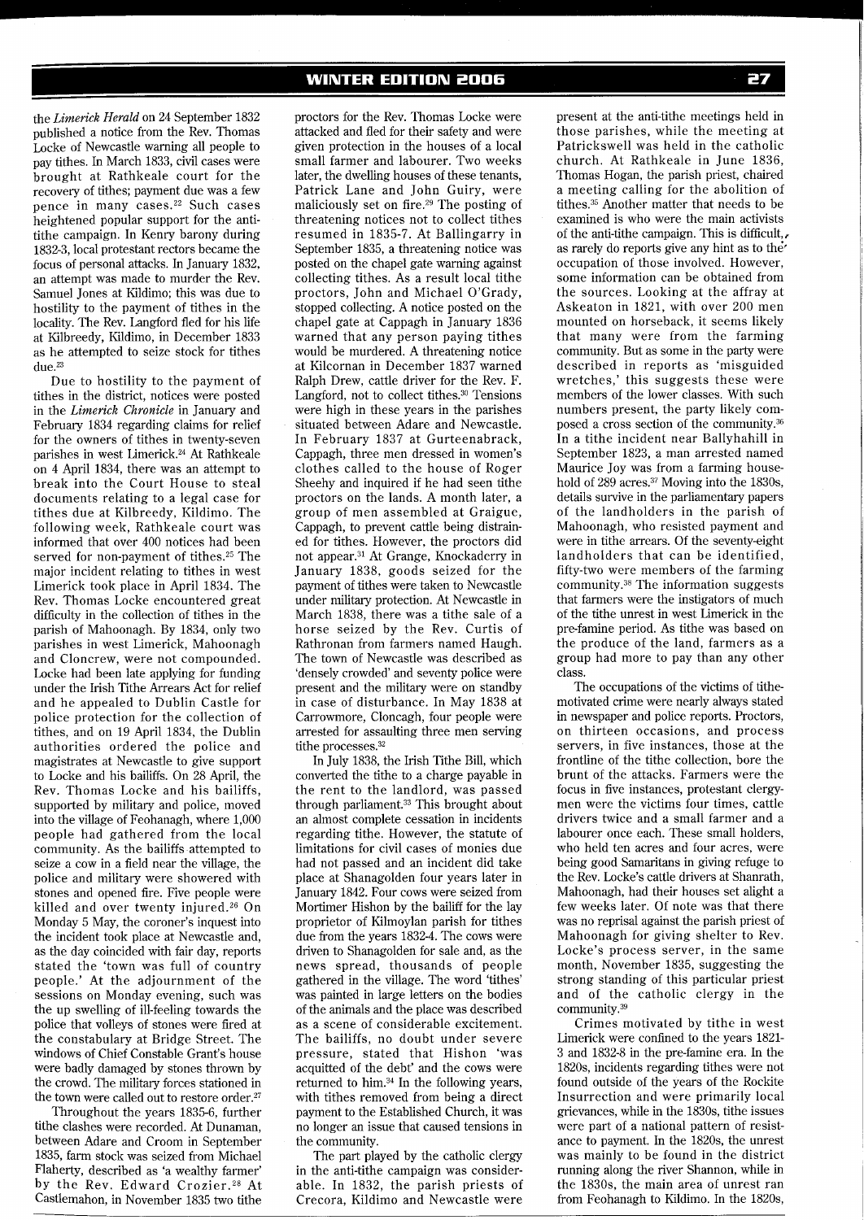the *Limerick Herald* on 24 September 1832 published a notice from the Rev. Thomas Locke of Newcastle warning all people to pay tithes. In March 1833, civil cases were brought at Rathkeale court for the recovery of tithes; payment due was a few pence in many cases.[22] Such cases heightened popular support for the anti-tithe campaign. In Kenry barony during 1832-3, local protestant rectors became the focus of personal attacks. In January 1832, an attempt was made to murder the Rev. Samuel Jones at Kildimo; this was due to hostility to the payment of tithes in the locality. The Rev. Langford fled for his life at Kilbreedy, Kildimo, in December 1833 as he attempted to seize stock for tithes due.[23]

Due to hostility to the payment of tithes in the district, notices were posted in the *Limerick Chronicle* in January and February 1834 regarding claims for relief for the owners of tithes in twenty-seven parishes in west Limerick.[24] At Rathkeale on 4 April 1834, there was an attempt to break into the Court House to steal documents relating to a legal case for tithes due at Kilbreedy, Kildimo. The following week, Rathkeale court was informed that over 400 notices had been served for non-payment of tithes.[25] The major incident relating to tithes in west Limerick took place in April 1834. The Rev. Thomas Locke encountered great difficulty in the collection of tithes in the parish of Mahoonagh. By 1834, only two parishes in west Limerick, Mahoonagh and Cloncrew, were not compounded. Locke had been late applying for funding under the Irish Tithe Arrears Act for relief and he appealed to Dublin Castle for police protection for the collection of tithes, and on 19 April 1834, the Dublin authorities ordered the police and magistrates at Newcastle to give support to Locke and his bailiffs. On 28 April, the Rev. Thomas Locke and his bailiffs, supported by military and police, moved into the village of Feohanagh, where 1,000 people had gathered from the local community. As the bailiffs attempted to seize a cow in a field near the village, the police and military were showered with stones and opened fire. Five people were killed and over twenty injured.[26] On Monday 5 May, the coroner's inquest into the incident took place at Newcastle and, as the day coincided with fair day, reports stated the 'town was full of country people.' At the adjournment of the sessions on Monday evening, such was the up swelling of ill-feeling towards the police that volleys of stones were fired at the constabulary at Bridge Street. The windows of Chief Constable Grant's house were badly damaged by stones thrown by the crowd. The military forces stationed in the town were called out to restore order.[27]

Throughout the years 1835-6, further tithe clashes were recorded. At Dunaman, between Adare and Croom in September 1835, farm stock was seized from Michael Flaherty, described as 'a wealthy farmer' by the Rev. Edward Crozier.[28] At Castlemahon, in November 1835 two tithe proctors for the Rev. Thomas Locke were attacked and fled for their safety and were given protection in the houses of a local small farmer and labourer. Two weeks later, the dwelling houses of these tenants, Patrick Lane and John Guiry, were maliciously set on fire.[29] The posting of threatening notices not to collect tithes resumed in 1835-7. At Ballingarry in September 1835, a threatening notice was posted on the chapel gate warning against collecting tithes. As a result local tithe proctors, John and Michael O'Grady, stopped collecting. A notice posted on the chapel gate at Cappagh in January 1836 warned that any person paying tithes would be murdered. A threatening notice at Kilcornan in December 1837 warned Ralph Drew, cattle driver for the Rev. F. Langford, not to collect tithes.[30] Tensions were high in these years in the parishes situated between Adare and Newcastle. In February 1837 at Gurteenabrack, Cappagh, three men dressed in women's clothes called to the house of Roger Sheehy and inquired if he had seen tithe proctors on the lands. A month later, a group of men assembled at Graigue, Cappagh, to prevent cattle being distrained for tithes. However, the proctors did not appear.[31] At Grange, Knockaderry in January 1838, goods seized for the payment of tithes were taken to Newcastle under military protection. At Newcastle in March 1838, there was a tithe sale of a horse seized by the Rev. Curtis of Rathronan from farmers named Haugh. The town of Newcastle was described as 'densely crowded' and seventy police were present and the military were on standby in case of disturbance. In May 1838 at Carrowmore, Cloncagh, four people were arrested for assaulting three men serving tithe processes.[32]

In July 1838, the Irish Tithe Bill, which converted the tithe to a charge payable in the rent to the landlord, was passed through parliament.[33] This brought about an almost complete cessation in incidents regarding tithe. However, the statute of limitations for civil cases of monies due had not passed and an incident did take place at Shanagolden four years later in January 1842. Four cows were seized from Mortimer Hishon by the bailiff for the lay proprietor of Kilmoylan parish for tithes due from the years 1832-4. The cows were driven to Shanagolden for sale and, as the news spread, thousands of people gathered in the village. The word 'tithes' was painted in large letters on the bodies of the animals and the place was described as a scene of considerable excitement. The bailiffs, no doubt under severe pressure, stated that Hishon 'was acquitted of the debt' and the cows were returned to him.[34] In the following years, with tithes removed from being a direct payment to the Established Church, it was no longer an issue that caused tensions in the community.

The part played by the catholic clergy in the anti-tithe campaign was considerable. In 1832, the parish priests of Crecora, Kildimo and Newcastle were present at the anti-tithe meetings held in those parishes, while the meeting at Patrickswell was held in the catholic church. At Rathkeale in June 1836, Thomas Hogan, the parish priest, chaired a meeting calling for the abolition of tithes.[35] Another matter that needs to be examined is who were the main activists of the anti-tithe campaign. This is difficult, as rarely do reports give any hint as to the occupation of those involved. However, some information can be obtained from the sources. Looking at the affray at Askeaton in 1821, with over 200 men mounted on horseback, it seems likely that many were from the farming community. But as some in the party were described in reports as 'misguided wretches,' this suggests these were members of the lower classes. With such numbers present, the party likely composed a cross section of the community.[36] In a tithe incident near Ballyhahill in September 1823, a man arrested named Maurice Joy was from a farming household of 289 acres.[37] Moving into the 1830s, details survive in the parliamentary papers of the landholders in the parish of Mahoonagh, who resisted payment and were in tithe arrears. Of the seventy-eight landholders that can be identified, fifty-two were members of the farming community.[38] The information suggests that farmers were the instigators of much of the tithe unrest in west Limerick in the pre-famine period. As tithe was based on the produce of the land, farmers as a group had more to pay than any other class.

The occupations of the victims of tithe-motivated crime were nearly always stated in newspaper and police reports. Proctors, on thirteen occasions, and process servers, in five instances, those at the frontline of the tithe collection, bore the brunt of the attacks. Farmers were the focus in five instances, protestant clergymen were the victims four times, cattle drivers twice and a small farmer and a labourer once each. These small holders, who held ten acres and four acres, were being good Samaritans in giving refuge to the Rev. Locke's cattle drivers at Shanrath, Mahoonagh, had their houses set alight a few weeks later. Of note was that there was no reprisal against the parish priest of Mahoonagh for giving shelter to Rev. Locke's process server, in the same month, November 1835, suggesting the strong standing of this particular priest and of the catholic clergy in the community.[39]

Crimes motivated by tithe in west Limerick were confined to the years 1821-3 and 1832-8 in the pre-famine era. In the 1820s, incidents regarding tithes were not found outside of the years of the Rockite Insurrection and were primarily local grievances, while in the 1830s, tithe issues were part of a national pattern of resistance to payment. In the 1820s, the unrest was mainly to be found in the district running along the river Shannon, while in the 1830s, the main area of unrest ran from Feohanagh to Kildimo. In the 1820s,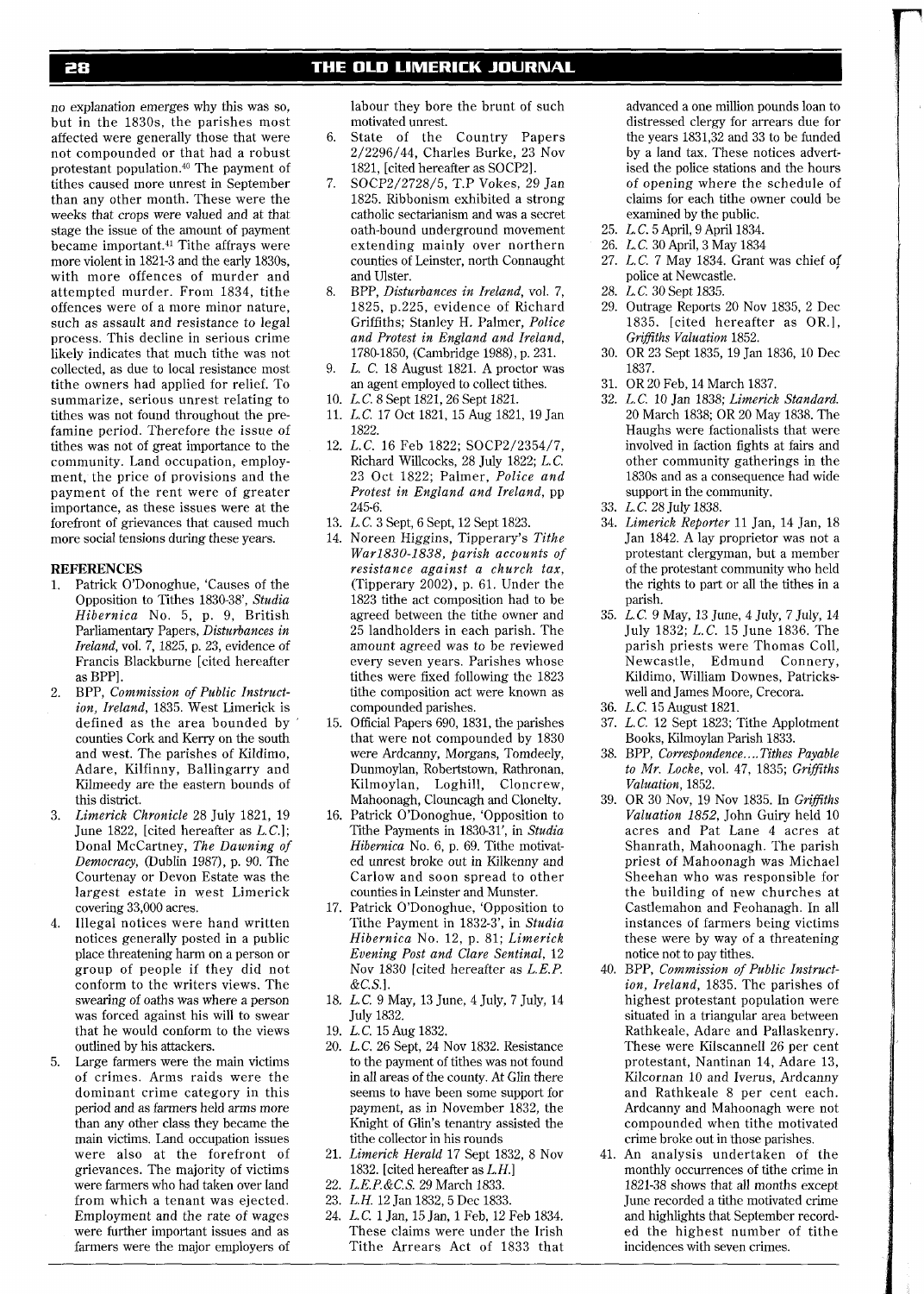no explanation emerges why this was so, but in the 1830s, the parishes most affected were generally those that were not compounded or that had a robust protestant population.[40] The payment of tithes caused more unrest in September than any other month. These were the weeks that crops were valued and at that stage the issue of the amount of payment became important.[41] Tithe affrays were more violent in 1821-3 and the early 1830s, with more offences of murder and attempted murder. From 1834, tithe offences were of a more minor nature, such as assault and resistance to legal process. This decline in serious crime likely indicates that much tithe was not collected, as due to local resistance most tithe owners had applied for relief. To summarize, serious unrest relating to tithes was not found throughout the pre-famine period. Therefore the issue of tithes was not of great importance to the community. Land occupation, employment, the price of provisions and the payment of the rent were of greater importance, as these issues were at the forefront of grievances that caused much more social tensions during these years.

## REFERENCES

1. Patrick O'Donoghue, 'Causes of the Opposition to Tithes 1830-38', *Studia Hibernica* No. 5, p. 9, British Parliamentary Papers, *Disturbances in Ireland*, vol. 7, 1825, p. 23, evidence of Francis Blackburne [cited hereafter as BPP].
2. BPP, *Commission of Public Instruction, Ireland*, 1835. West Limerick is defined as the area bounded by counties Cork and Kerry on the south and west. The parishes of Kildimo, Adare, Kilfinny, Ballingarry and Kilmeedy are the eastern bounds of this district.
3. *Limerick Chronicle* 28 July 1821, 19 June 1822, [cited hereafter as *L.C.*]; Donal McCartney, *The Dawning of Democracy*, (Dublin 1987), p. 90. The Courtenay or Devon Estate was the largest estate in west Limerick covering 33,000 acres.
4. Illegal notices were hand written notices generally posted in a public place threatening harm on a person or group of people if they did not conform to the writers views. The swearing of oaths was where a person was forced against his will to swear that he would conform to the views outlined by his attackers.
5. Large farmers were the main victims of crimes. Arms raids were the dominant crime category in this period and as farmers held arms more than any other class they became the main victims. Land occupation issues were also at the forefront of grievances. The majority of victims were farmers who had taken over land from which a tenant was ejected. Employment and the rate of wages were further important issues and as farmers were the major employers of labour they bore the brunt of such motivated unrest.
6. State of the Country Papers 2/2296/44, Charles Burke, 23 Nov 1821, [cited hereafter as SOCP2].
7. SOCP2/2728/5, T.P Vokes, 29 Jan 1825. Ribbonism exhibited a strong catholic sectarianism and was a secret oath-bound underground movement extending mainly over northern counties of Leinster, north Connaught and Ulster.
8. BPP, *Disturbances in Ireland*, vol. 7, 1825, p.225, evidence of Richard Griffiths; Stanley H. Palmer, *Police and Protest in England and Ireland, 1780-1850*, (Cambridge 1988), p. 231.
9. *L. C.* 18 August 1821. A proctor was an agent employed to collect tithes.
10. *L.C.* 8 Sept 1821, 26 Sept 1821.
11. *L.C.* 17 Oct 1821, 15 Aug 1821, 19 Jan 1822.
12. *L.C.* 16 Feb 1822; SOCP2/2354/7, Richard Willcocks, 28 July 1822; *L.C.* 23 Oct 1822; Palmer, *Police and Protest in England and Ireland*, pp 245-6.
13. *L.C.* 3 Sept, 6 Sept, 12 Sept 1823.
14. Noreen Higgins, Tipperary's *Tithe War1830-1838, parish accounts of resistance against a church tax*, (Tipperary 2002), p. 61. Under the 1823 tithe act composition had to be agreed between the tithe owner and 25 landholders in each parish. The amount agreed was to be reviewed every seven years. Parishes whose tithes were fixed following the 1823 tithe composition act were known as compounded parishes.
15. Official Papers 690, 1831, the parishes that were not compounded by 1830 were Ardcanny, Morgans, Tomdeely, Dunmoylan, Robertstown, Rathronan, Kilmoylan, Loghill, Cloncrew, Mahoonagh, Clouncagh and Clonelty.
16. Patrick O'Donoghue, 'Opposition to Tithe Payments in 1830-31', in *Studia Hibernica* No. 6, p. 69. Tithe motivated unrest broke out in Kilkenny and Carlow and soon spread to other counties in Leinster and Munster.
17. Patrick O'Donoghue, 'Opposition to Tithe Payment in 1832-3', in *Studia Hibernica* No. 12, p. 81; *Limerick Evening Post and Clare Sentinal*, 12 Nov 1830 [cited hereafter as *L.E.P. &C.S.*].
18. *L.C.* 9 May, 13 June, 4 July, 7 July, 14 July 1832.
19. *L.C.* 15 Aug 1832.
20. *L.C.* 26 Sept, 24 Nov 1832. Resistance to the payment of tithes was not found in all areas of the county. At Glin there seems to have been some support for payment, as in November 1832, the Knight of Glin's tenantry assisted the tithe collector in his rounds
21. *Limerick Herald* 17 Sept 1832, 8 Nov 1832. [cited hereafter as *L.H.*]
22. *L.E.P.&C.S.* 29 March 1833.
23. *L.H.* 12 Jan 1832, 5 Dec 1833.
24. *L.C.* 1 Jan, 15 Jan, 1 Feb, 12 Feb 1834. These claims were under the Irish Tithe Arrears Act of 1833 that advanced a one million pounds loan to distressed clergy for arrears due for the years 1831,32 and 33 to be funded by a land tax. These notices advertised the police stations and the hours of opening where the schedule of claims for each tithe owner could be examined by the public.
25. *L.C.* 5 April, 9 April 1834.
26. *L.C.* 30 April, 3 May 1834
27. *L.C.* 7 May 1834. Grant was chief of police at Newcastle.
28. *L.C.* 30 Sept 1835.
29. Outrage Reports 20 Nov 1835, 2 Dec 1835. [cited hereafter as OR.], *Griffiths Valuation* 1852.
30. OR 23 Sept 1835, 19 Jan 1836, 10 Dec 1837.
31. OR 20 Feb, 14 March 1837.
32. *L.C.* 10 Jan 1838; *Limerick Standard.* 20 March 1838; OR 20 May 1838. The Haughs were factionalists that were involved in faction fights at fairs and other community gatherings in the 1830s and as a consequence had wide support in the community.
33. *L.C.* 28 July 1838.
34. *Limerick Reporter* 11 Jan, 14 Jan, 18 Jan 1842. A lay proprietor was not a protestant clergyman, but a member of the protestant community who held the rights to part or all the tithes in a parish.
35. *L.C.* 9 May, 13 June, 4 July, 7 July, 14 July 1832; *L.C.* 15 June 1836. The parish priests were Thomas Coll, Newcastle, Edmund Connery, Kildimo, William Downes, Patrickswell and James Moore, Crecora.
36. *L.C.* 15 August 1821.
37. *L.C.* 12 Sept 1823; Tithe Applotment Books, Kilmoylan Parish 1833.
38. BPP, *Correspondence.... Tithes Payable to Mr. Locke*, vol. 47, 1835; *Griffiths Valuation*, 1852.
39. OR 30 Nov, 19 Nov 1835. In *Griffiths Valuation 1852*, John Guiry held 10 acres and Pat Lane 4 acres at Shanrath, Mahoonagh. The parish priest of Mahoonagh was Michael Sheehan who was responsible for the building of new churches at Castlemahon and Feohanagh. In all instances of farmers being victims these were by way of a threatening notice not to pay tithes.
40. BPP, *Commission of Public Instruction, Ireland*, 1835. The parishes of highest protestant population were situated in a triangular area between Rathkeale, Adare and Pallaskenry. These were Kilscannell 26 per cent protestant, Nantinan 14, Adare 13, Kilcornan 10 and Iverus, Ardcanny and Rathkeale 8 per cent each. Ardcanny and Mahoonagh were not compounded when tithe motivated crime broke out in those parishes.
41. An analysis undertaken of the monthly occurrences of tithe crime in 1821-38 shows that all months except June recorded a tithe motivated crime and highlights that September recorded the highest number of tithe incidences with seven crimes.